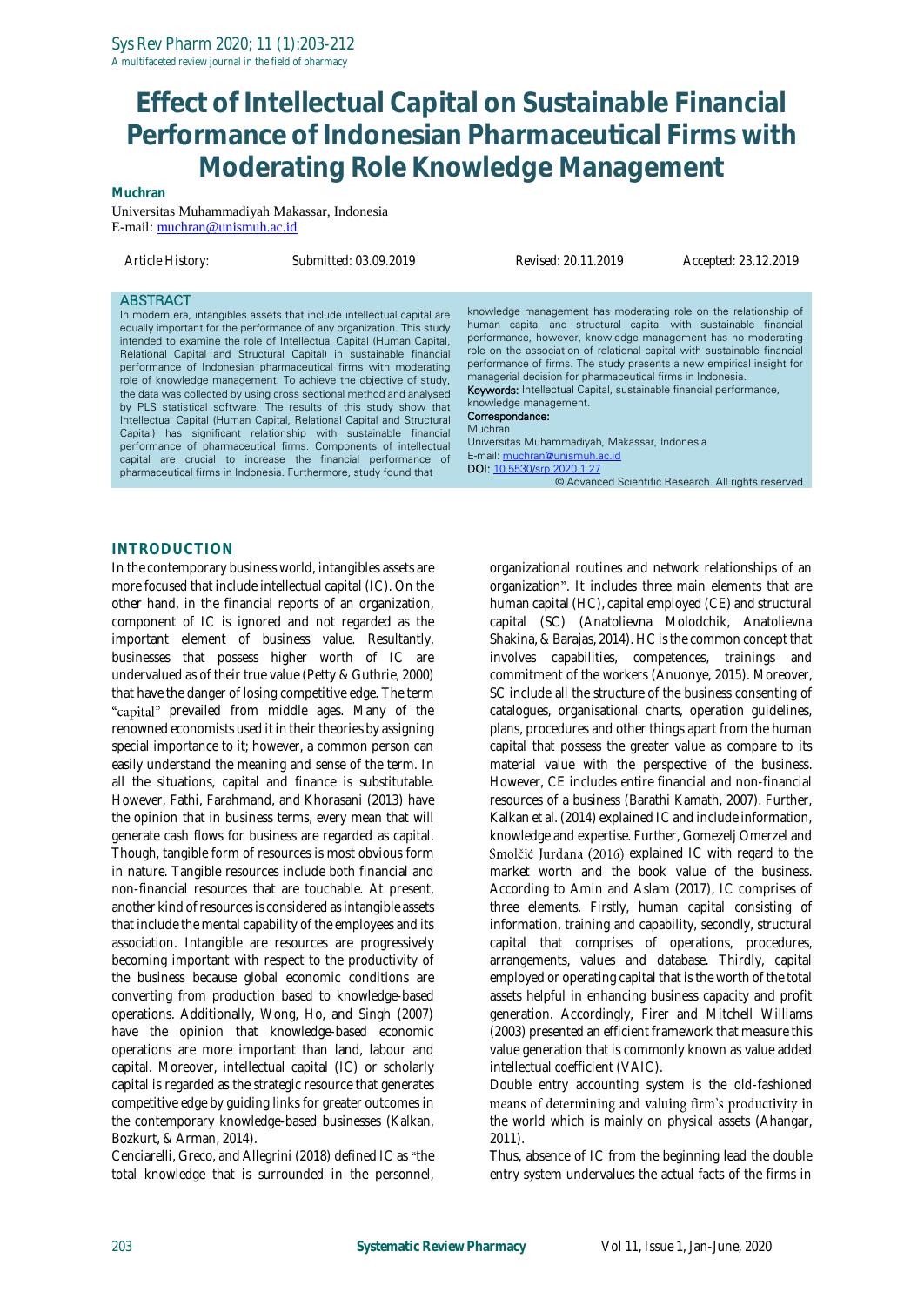# Effect of Intellectual Capital on Sustainable Financial Performance of Indonesian Pharmaceutical Firms with Moderating Role Knowledge Management

**Muchran**

Universitas Muhammadiyah Makassar, Indonesia
E-mail: muchran@unismuh.ac.id

Article History: Submitted: 03.09.2019 Revised: 20.11.2019 Accepted: 23.12.2019

## ABSTRACT

In modern era, intangibles assets that include intellectual capital are equally important for the performance of any organization. This study intended to examine the role of Intellectual Capital (Human Capital, Relational Capital and Structural Capital) in sustainable financial performance of Indonesian pharmaceutical firms with moderating role of knowledge management. To achieve the objective of study, the data was collected by using cross sectional method and analysed by PLS statistical software. The results of this study show that Intellectual Capital (Human Capital, Relational Capital and Structural Capital) has significant relationship with sustainable financial performance of pharmaceutical firms. Components of intellectual capital are crucial to increase the financial performance of pharmaceutical firms in Indonesia. Furthermore, study found that knowledge management has moderating role on the relationship of human capital and structural capital with sustainable financial performance, however, knowledge management has no moderating role on the association of relational capital with sustainable financial performance of firms. The study presents a new empirical insight for managerial decision for pharmaceutical firms in Indonesia.

**Keywords:** Intellectual Capital, sustainable financial performance, knowledge management.

**Correspondance:**
Muchran
Universitas Muhammadiyah, Makassar, Indonesia
E-mail: muchran@unismuh.ac.id
**DOI:** 10.5530/srp.2020.1.27

© Advanced Scientific Research. All rights reserved

## INTRODUCTION

In the contemporary business world, intangibles assets are more focused that include intellectual capital (IC). On the other hand, in the financial reports of an organization, component of IC is ignored and not regarded as the important element of business value. Resultantly, businesses that possess higher worth of IC are undervalued as of their true value (Petty & Guthrie, 2000) that have the danger of losing competitive edge. The term "capital" prevailed from middle ages. Many of the renowned economists used it in their theories by assigning special importance to it; however, a common person can easily understand the meaning and sense of the term. In all the situations, capital and finance is substitutable. However, Fathi, Farahmand, and Khorasani (2013) have the opinion that in business terms, every mean that will generate cash flows for business are regarded as capital. Though, tangible form of resources is most obvious form in nature. Tangible resources include both financial and non-financial resources that are touchable. At present, another kind of resources is considered as intangible assets that include the mental capability of the employees and its association. Intangible are resources are progressively becoming important with respect to the productivity of the business because global economic conditions are converting from production based to knowledge-based operations. Additionally, Wong, Ho, and Singh (2007) have the opinion that knowledge-based economic operations are more important than land, labour and capital. Moreover, intellectual capital (IC) or scholarly capital is regarded as the strategic resource that generates competitive edge by guiding links for greater outcomes in the contemporary knowledge-based businesses (Kalkan, Bozkurt, & Arman, 2014).

Cenciarelli, Greco, and Allegrini (2018) defined IC as "the total knowledge that is surrounded in the personnel, organizational routines and network relationships of an organization". It includes three main elements that are human capital (HC), capital employed (CE) and structural capital (SC) (Anatolievna Molodchik, Anatolievna Shakina, & Barajas, 2014). HC is the common concept that involves capabilities, competences, trainings and commitment of the workers (Anuonye, 2015). Moreover, SC include all the structure of the business consenting of catalogues, organisational charts, operation guidelines, plans, procedures and other things apart from the human capital that possess the greater value as compare to its material value with the perspective of the business. However, CE includes entire financial and non-financial resources of a business (Barathi Kamath, 2007). Further, Kalkan et al. (2014) explained IC and include information, knowledge and expertise. Further, Gomezelj Omerzel and Smolčić Jurdana (2016) explained IC with regard to the market worth and the book value of the business. According to Amin and Aslam (2017), IC comprises of three elements. Firstly, human capital consisting of information, training and capability, secondly, structural capital that comprises of operations, procedures, arrangements, values and database. Thirdly, capital employed or operating capital that is the worth of the total assets helpful in enhancing business capacity and profit generation. Accordingly, Firer and Mitchell Williams (2003) presented an efficient framework that measure this value generation that is commonly known as value added intellectual coefficient (VAIC).

Double entry accounting system is the old-fashioned means of determining and valuing firm's productivity in the world which is mainly on physical assets (Ahangar, 2011).

Thus, absence of IC from the beginning lead the double entry system undervalues the actual facts of the firms in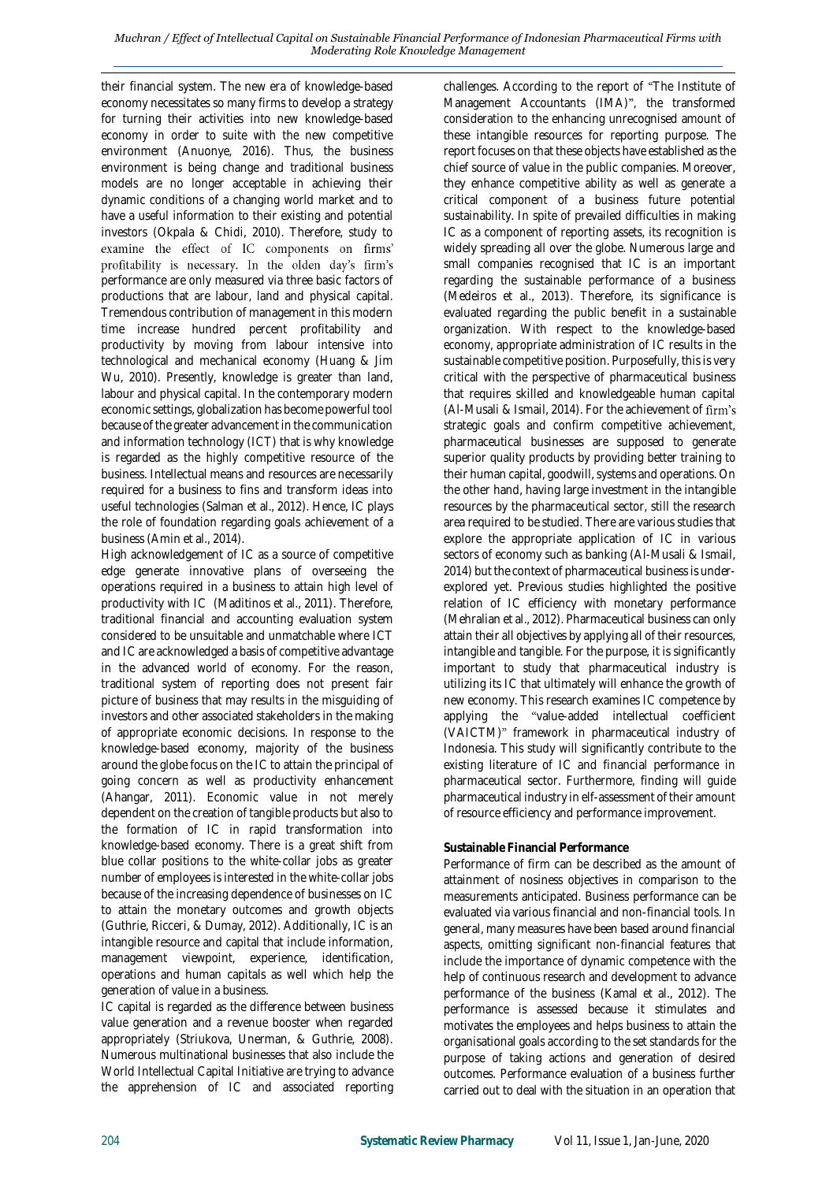their financial system. The new era of knowledge-based economy necessitates so many firms to develop a strategy for turning their activities into new knowledge-based economy in order to suite with the new competitive environment (Anuonye, 2016). Thus, the business environment is being change and traditional business models are no longer acceptable in achieving their dynamic conditions of a changing world market and to have a useful information to their existing and potential investors (Okpala & Chidi, 2010). Therefore, study to examine the effect of IC components on firms' profitability is necessary. In the olden day's firm's performance are only measured via three basic factors of productions that are labour, land and physical capital. Tremendous contribution of management in this modern time increase hundred percent profitability and productivity by moving from labour intensive into technological and mechanical economy (Huang & Jim Wu, 2010). Presently, knowledge is greater than land, labour and physical capital. In the contemporary modern economic settings, globalization has become powerful tool because of the greater advancement in the communication and information technology (ICT) that is why knowledge is regarded as the highly competitive resource of the business. Intellectual means and resources are necessarily required for a business to fins and transform ideas into useful technologies (Salman et al., 2012). Hence, IC plays the role of foundation regarding goals achievement of a business (Amin et al., 2014).

High acknowledgement of IC as a source of competitive edge generate innovative plans of overseeing the operations required in a business to attain high level of productivity with IC (Maditinos et al., 2011). Therefore, traditional financial and accounting evaluation system considered to be unsuitable and unmatchable where ICT and IC are acknowledged a basis of competitive advantage in the advanced world of economy. For the reason, traditional system of reporting does not present fair picture of business that may results in the misguiding of investors and other associated stakeholders in the making of appropriate economic decisions. In response to the knowledge-based economy, majority of the business around the globe focus on the IC to attain the principal of going concern as well as productivity enhancement (Ahangar, 2011). Economic value in not merely dependent on the creation of tangible products but also to the formation of IC in rapid transformation into knowledge-based economy. There is a great shift from blue collar positions to the white-collar jobs as greater number of employees is interested in the white-collar jobs because of the increasing dependence of businesses on IC to attain the monetary outcomes and growth objects (Guthrie, Ricceri, & Dumay, 2012). Additionally, IC is an intangible resource and capital that include information, management viewpoint, experience, identification, operations and human capitals as well which help the generation of value in a business.

IC capital is regarded as the difference between business value generation and a revenue booster when regarded appropriately (Striukova, Unerman, & Guthrie, 2008). Numerous multinational businesses that also include the World Intellectual Capital Initiative are trying to advance the apprehension of IC and associated reporting challenges. According to the report of "The Institute of Management Accountants (IMA)", the transformed consideration to the enhancing unrecognised amount of these intangible resources for reporting purpose. The report focuses on that these objects have established as the chief source of value in the public companies. Moreover, they enhance competitive ability as well as generate a critical component of a business future potential sustainability. In spite of prevailed difficulties in making IC as a component of reporting assets, its recognition is widely spreading all over the globe. Numerous large and small companies recognised that IC is an important regarding the sustainable performance of a business (Medeiros et al., 2013). Therefore, its significance is evaluated regarding the public benefit in a sustainable organization. With respect to the knowledge-based economy, appropriate administration of IC results in the sustainable competitive position. Purposefully, this is very critical with the perspective of pharmaceutical business that requires skilled and knowledgeable human capital (Al-Musali & Ismail, 2014). For the achievement of firm's strategic goals and confirm competitive achievement, pharmaceutical businesses are supposed to generate superior quality products by providing better training to their human capital, goodwill, systems and operations. On the other hand, having large investment in the intangible resources by the pharmaceutical sector, still the research area required to be studied. There are various studies that explore the appropriate application of IC in various sectors of economy such as banking (Al-Musali & Ismail, 2014) but the context of pharmaceutical business is under-explored yet. Previous studies highlighted the positive relation of IC efficiency with monetary performance (Mehralian et al., 2012). Pharmaceutical business can only attain their all objectives by applying all of their resources, intangible and tangible. For the purpose, it is significantly important to study that pharmaceutical industry is utilizing its IC that ultimately will enhance the growth of new economy. This research examines IC competence by applying the "value-added intellectual coefficient (VAICTM)" framework in pharmaceutical industry of Indonesia. This study will significantly contribute to the existing literature of IC and financial performance in pharmaceutical sector. Furthermore, finding will guide pharmaceutical industry in elf-assessment of their amount of resource efficiency and performance improvement.

**Sustainable Financial Performance**

Performance of firm can be described as the amount of attainment of nosiness objectives in comparison to the measurements anticipated. Business performance can be evaluated via various financial and non-financial tools. In general, many measures have been based around financial aspects, omitting significant non-financial features that include the importance of dynamic competence with the help of continuous research and development to advance performance of the business (Kamal et al., 2012). The performance is assessed because it stimulates and motivates the employees and helps business to attain the organisational goals according to the set standards for the purpose of taking actions and generation of desired outcomes. Performance evaluation of a business further carried out to deal with the situation in an operation that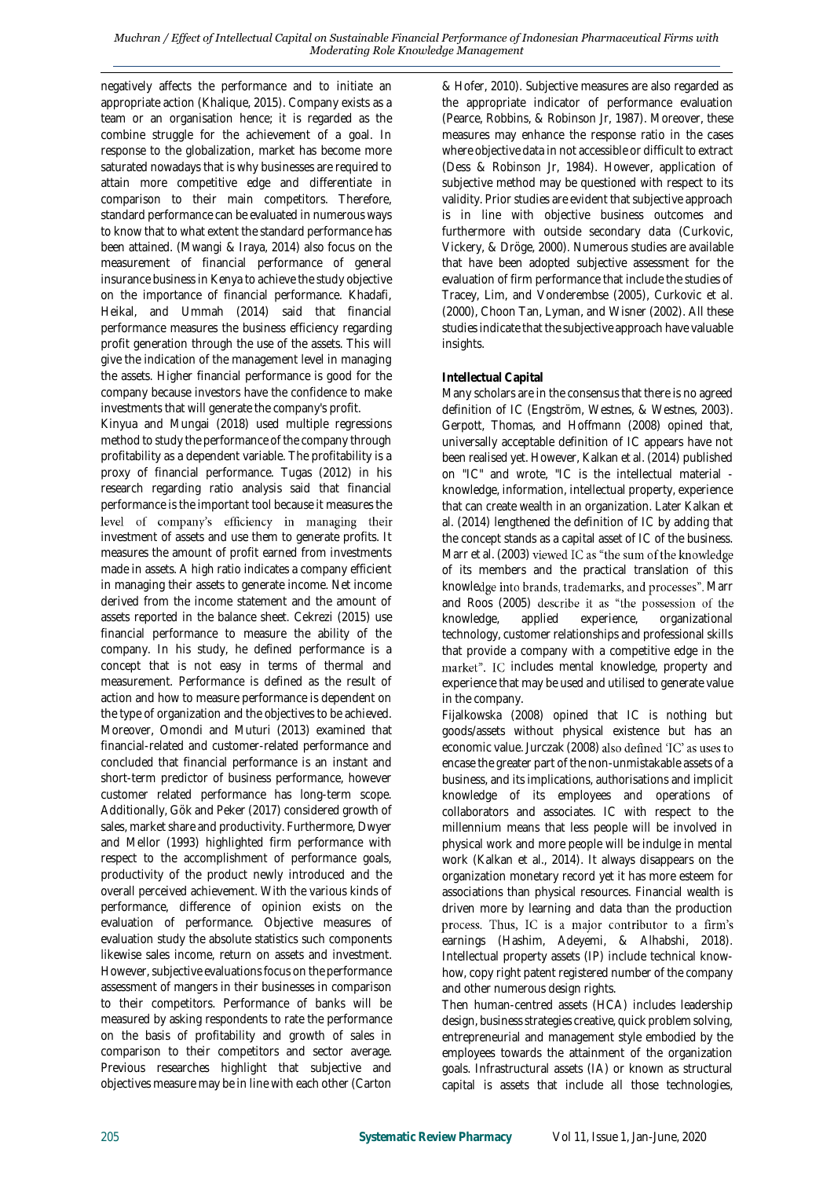negatively affects the performance and to initiate an appropriate action (Khalique, 2015). Company exists as a team or an organisation hence; it is regarded as the combine struggle for the achievement of a goal. In response to the globalization, market has become more saturated nowadays that is why businesses are required to attain more competitive edge and differentiate in comparison to their main competitors. Therefore, standard performance can be evaluated in numerous ways to know that to what extent the standard performance has been attained. (Mwangi & Iraya, 2014) also focus on the measurement of financial performance of general insurance business in Kenya to achieve the study objective on the importance of financial performance. Khadafi, Heikal, and Ummah (2014) said that financial performance measures the business efficiency regarding profit generation through the use of the assets. This will give the indication of the management level in managing the assets. Higher financial performance is good for the company because investors have the confidence to make investments that will generate the company's profit.

Kinyua and Mungai (2018) used multiple regressions method to study the performance of the company through profitability as a dependent variable. The profitability is a proxy of financial performance. Tugas (2012) in his research regarding ratio analysis said that financial performance is the important tool because it measures the level of company's efficiency in managing their investment of assets and use them to generate profits. It measures the amount of profit earned from investments made in assets. A high ratio indicates a company efficient in managing their assets to generate income. Net income derived from the income statement and the amount of assets reported in the balance sheet. Cekrezi (2015) use financial performance to measure the ability of the company. In his study, he defined performance is a concept that is not easy in terms of thermal and measurement. Performance is defined as the result of action and how to measure performance is dependent on the type of organization and the objectives to be achieved. Moreover, Omondi and Muturi (2013) examined that financial-related and customer-related performance and concluded that financial performance is an instant and short-term predictor of business performance, however customer related performance has long-term scope. Additionally, Gök and Peker (2017) considered growth of sales, market share and productivity. Furthermore, Dwyer and Mellor (1993) highlighted firm performance with respect to the accomplishment of performance goals, productivity of the product newly introduced and the overall perceived achievement. With the various kinds of performance, difference of opinion exists on the evaluation of performance. Objective measures of evaluation study the absolute statistics such components likewise sales income, return on assets and investment. However, subjective evaluations focus on the performance assessment of mangers in their businesses in comparison to their competitors. Performance of banks will be measured by asking respondents to rate the performance on the basis of profitability and growth of sales in comparison to their competitors and sector average. Previous researches highlight that subjective and objectives measure may be in line with each other (Carton & Hofer, 2010). Subjective measures are also regarded as the appropriate indicator of performance evaluation (Pearce, Robbins, & Robinson Jr, 1987). Moreover, these measures may enhance the response ratio in the cases where objective data in not accessible or difficult to extract (Dess & Robinson Jr, 1984). However, application of subjective method may be questioned with respect to its validity. Prior studies are evident that subjective approach is in line with objective business outcomes and furthermore with outside secondary data (Curkovic, Vickery, & Dröge, 2000). Numerous studies are available that have been adopted subjective assessment for the evaluation of firm performance that include the studies of Tracey, Lim, and Vonderembse (2005), Curkovic et al. (2000), Choon Tan, Lyman, and Wisner (2002). All these studies indicate that the subjective approach have valuable insights.

**Intellectual Capital**

Many scholars are in the consensus that there is no agreed definition of IC (Engström, Westnes, & Westnes, 2003). Gerpott, Thomas, and Hoffmann (2008) opined that, universally acceptable definition of IC appears have not been realised yet. However, Kalkan et al. (2014) published on "IC" and wrote, "IC is the intellectual material - knowledge, information, intellectual property, experience that can create wealth in an organization. Later Kalkan et al. (2014) lengthened the definition of IC by adding that the concept stands as a capital asset of IC of the business. Marr et al. (2003) viewed IC as "the sum of the knowledge of its members and the practical translation of this knowledge into brands, trademarks, and processes". Marr and Roos (2005) describe it as "the possession of the knowledge, applied experience, organizational technology, customer relationships and professional skills that provide a company with a competitive edge in the market". IC includes mental knowledge, property and experience that may be used and utilised to generate value in the company.

Fijalkowska (2008) opined that IC is nothing but goods/assets without physical existence but has an economic value. Jurczak (2008) also defined 'IC' as uses to encase the greater part of the non-unmistakable assets of a business, and its implications, authorisations and implicit knowledge of its employees and operations of collaborators and associates. IC with respect to the millennium means that less people will be involved in physical work and more people will be indulge in mental work (Kalkan et al., 2014). It always disappears on the organization monetary record yet it has more esteem for associations than physical resources. Financial wealth is driven more by learning and data than the production process. Thus, IC is a major contributor to a firm's earnings (Hashim, Adeyemi, & Alhabshi, 2018). Intellectual property assets (IP) include technical know-how, copy right patent registered number of the company and other numerous design rights.

Then human-centred assets (HCA) includes leadership design, business strategies creative, quick problem solving, entrepreneurial and management style embodied by the employees towards the attainment of the organization goals. Infrastructural assets (IA) or known as structural capital is assets that include all those technologies,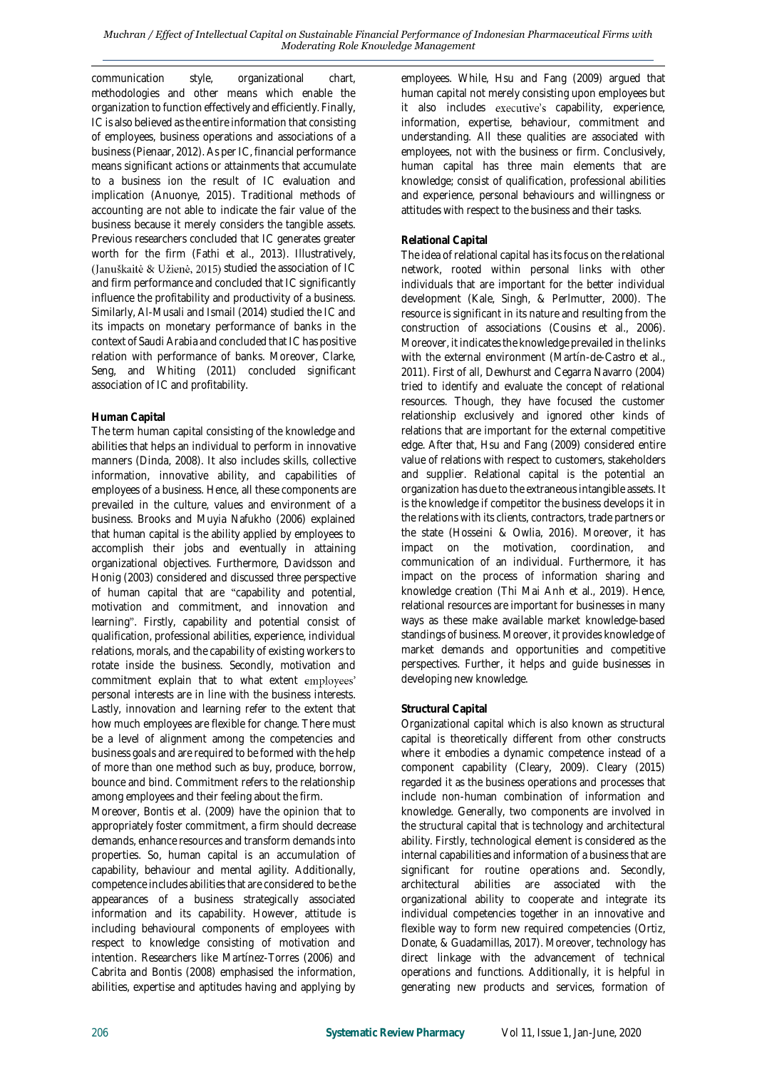communication style, organizational chart, methodologies and other means which enable the organization to function effectively and efficiently. Finally, IC is also believed as the entire information that consisting of employees, business operations and associations of a business (Pienaar, 2012). As per IC, financial performance means significant actions or attainments that accumulate to a business ion the result of IC evaluation and implication (Anuonye, 2015). Traditional methods of accounting are not able to indicate the fair value of the business because it merely considers the tangible assets. Previous researchers concluded that IC generates greater worth for the firm (Fathi et al., 2013). Illustratively, (Januškaitė & Užienė, 2015) studied the association of IC and firm performance and concluded that IC significantly influence the profitability and productivity of a business. Similarly, Al-Musali and Ismail (2014) studied the IC and its impacts on monetary performance of banks in the context of Saudi Arabia and concluded that IC has positive relation with performance of banks. Moreover, Clarke, Seng, and Whiting (2011) concluded significant association of IC and profitability.

**Human Capital**

The term human capital consisting of the knowledge and abilities that helps an individual to perform in innovative manners (Dinda, 2008). It also includes skills, collective information, innovative ability, and capabilities of employees of a business. Hence, all these components are prevailed in the culture, values and environment of a business. Brooks and Muyia Nafukho (2006) explained that human capital is the ability applied by employees to accomplish their jobs and eventually in attaining organizational objectives. Furthermore, Davidsson and Honig (2003) considered and discussed three perspective of human capital that are "capability and potential, motivation and commitment, and innovation and learning". Firstly, capability and potential consist of qualification, professional abilities, experience, individual relations, morals, and the capability of existing workers to rotate inside the business. Secondly, motivation and commitment explain that to what extent employees' personal interests are in line with the business interests. Lastly, innovation and learning refer to the extent that how much employees are flexible for change. There must be a level of alignment among the competencies and business goals and are required to be formed with the help of more than one method such as buy, produce, borrow, bounce and bind. Commitment refers to the relationship among employees and their feeling about the firm.

Moreover, Bontis et al. (2009) have the opinion that to appropriately foster commitment, a firm should decrease demands, enhance resources and transform demands into properties. So, human capital is an accumulation of capability, behaviour and mental agility. Additionally, competence includes abilities that are considered to be the appearances of a business strategically associated information and its capability. However, attitude is including behavioural components of employees with respect to knowledge consisting of motivation and intention. Researchers like Martínez-Torres (2006) and Cabrita and Bontis (2008) emphasised the information, abilities, expertise and aptitudes having and applying by employees. While, Hsu and Fang (2009) argued that human capital not merely consisting upon employees but it also includes executive's capability, experience, information, expertise, behaviour, commitment and understanding. All these qualities are associated with employees, not with the business or firm. Conclusively, human capital has three main elements that are knowledge; consist of qualification, professional abilities and experience, personal behaviours and willingness or attitudes with respect to the business and their tasks.

**Relational Capital**

The idea of relational capital has its focus on the relational network, rooted within personal links with other individuals that are important for the better individual development (Kale, Singh, & Perlmutter, 2000). The resource is significant in its nature and resulting from the construction of associations (Cousins et al., 2006). Moreover, it indicates the knowledge prevailed in the links with the external environment (Martín-de-Castro et al., 2011). First of all, Dewhurst and Cegarra Navarro (2004) tried to identify and evaluate the concept of relational resources. Though, they have focused the customer relationship exclusively and ignored other kinds of relations that are important for the external competitive edge. After that, Hsu and Fang (2009) considered entire value of relations with respect to customers, stakeholders and supplier. Relational capital is the potential an organization has due to the extraneous intangible assets. It is the knowledge if competitor the business develops it in the relations with its clients, contractors, trade partners or the state (Hosseini & Owlia, 2016). Moreover, it has impact on the motivation, coordination, and communication of an individual. Furthermore, it has impact on the process of information sharing and knowledge creation (Thi Mai Anh et al., 2019). Hence, relational resources are important for businesses in many ways as these make available market knowledge-based standings of business. Moreover, it provides knowledge of market demands and opportunities and competitive perspectives. Further, it helps and guide businesses in developing new knowledge.

**Structural Capital**

Organizational capital which is also known as structural capital is theoretically different from other constructs where it embodies a dynamic competence instead of a component capability (Cleary, 2009). Cleary (2015) regarded it as the business operations and processes that include non-human combination of information and knowledge. Generally, two components are involved in the structural capital that is technology and architectural ability. Firstly, technological element is considered as the internal capabilities and information of a business that are significant for routine operations and. Secondly, architectural abilities are associated with the organizational ability to cooperate and integrate its individual competencies together in an innovative and flexible way to form new required competencies (Ortiz, Donate, & Guadamillas, 2017). Moreover, technology has direct linkage with the advancement of technical operations and functions. Additionally, it is helpful in generating new products and services, formation of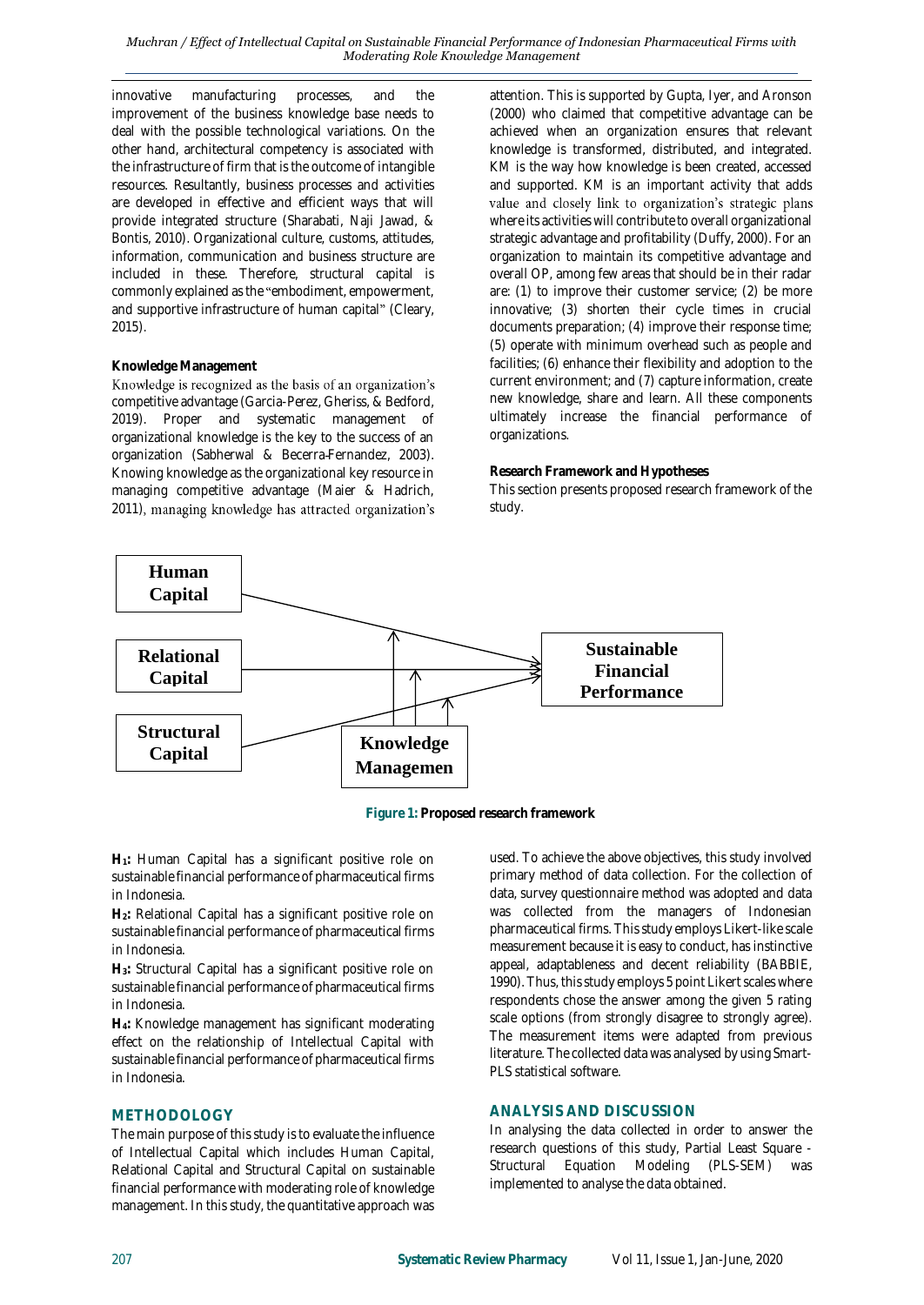innovative manufacturing processes, and the improvement of the business knowledge base needs to deal with the possible technological variations. On the other hand, architectural competency is associated with the infrastructure of firm that is the outcome of intangible resources. Resultantly, business processes and activities are developed in effective and efficient ways that will provide integrated structure (Sharabati, Naji Jawad, & Bontis, 2010). Organizational culture, customs, attitudes, information, communication and business structure are included in these. Therefore, structural capital is commonly explained as the "embodiment, empowerment, and supportive infrastructure of human capital" (Cleary, 2015).

**Knowledge Management**

Knowledge is recognized as the basis of an organization's competitive advantage (Garcia-Perez, Gheriss, & Bedford, 2019). Proper and systematic management of organizational knowledge is the key to the success of an organization (Sabherwal & Becerra-Fernandez, 2003). Knowing knowledge as the organizational key resource in managing competitive advantage (Maier & Hadrich, 2011), managing knowledge has attracted organization's attention. This is supported by Gupta, Iyer, and Aronson (2000) who claimed that competitive advantage can be achieved when an organization ensures that relevant knowledge is transformed, distributed, and integrated. KM is the way how knowledge is been created, accessed and supported. KM is an important activity that adds value and closely link to organization's strategic plans where its activities will contribute to overall organizational strategic advantage and profitability (Duffy, 2000). For an organization to maintain its competitive advantage and overall OP, among few areas that should be in their radar are: (1) to improve their customer service; (2) be more innovative; (3) shorten their cycle times in crucial documents preparation; (4) improve their response time; (5) operate with minimum overhead such as people and facilities; (6) enhance their flexibility and adoption to the current environment; and (7) capture information, create new knowledge, share and learn. All these components ultimately increase the financial performance of organizations.

**Research Framework and Hypotheses**

This section presents proposed research framework of the study.

Human Capital

Relational Capital

Structural Capital

Knowledge Managemen

Sustainable Financial Performance

**Figure 1:** **Proposed research framework**

**H1:** Human Capital has a significant positive role on sustainable financial performance of pharmaceutical firms in Indonesia.

**H2:** Relational Capital has a significant positive role on sustainable financial performance of pharmaceutical firms in Indonesia.

**H3:** Structural Capital has a significant positive role on sustainable financial performance of pharmaceutical firms in Indonesia.

**H4:** Knowledge management has significant moderating effect on the relationship of Intellectual Capital with sustainable financial performance of pharmaceutical firms in Indonesia.

## METHODOLOGY

The main purpose of this study is to evaluate the influence of Intellectual Capital which includes Human Capital, Relational Capital and Structural Capital on sustainable financial performance with moderating role of knowledge management. In this study, the quantitative approach was used. To achieve the above objectives, this study involved primary method of data collection. For the collection of data, survey questionnaire method was adopted and data was collected from the managers of Indonesian pharmaceutical firms. This study employs Likert-like scale measurement because it is easy to conduct, has instinctive appeal, adaptableness and decent reliability (BABBIE, 1990). Thus, this study employs 5 point Likert scales where respondents chose the answer among the given 5 rating scale options (from strongly disagree to strongly agree). The measurement items were adapted from previous literature. The collected data was analysed by using Smart-PLS statistical software.

## ANALYSIS AND DISCUSSION

In analysing the data collected in order to answer the research questions of this study, Partial Least Square - Structural Equation Modeling (PLS-SEM) was implemented to analyse the data obtained.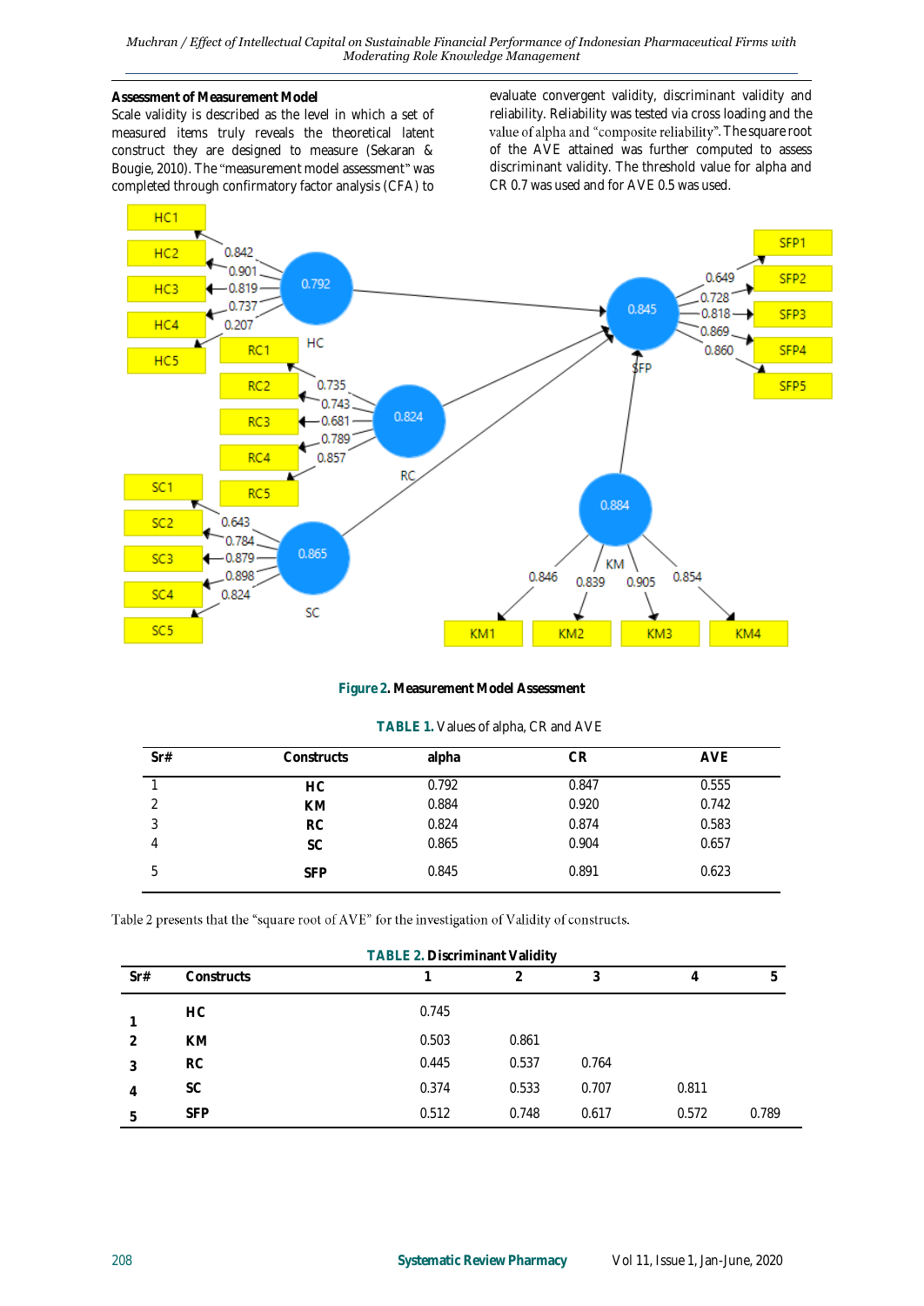**Assessment of Measurement Model**

Scale validity is described as the level in which a set of measured items truly reveals the theoretical latent construct they are designed to measure (Sekaran & Bougie, 2010). The "measurement model assessment" was completed through confirmatory factor analysis (CFA) to evaluate convergent validity, discriminant validity and reliability. Reliability was tested via cross loading and the value of alpha and "composite reliability". The square root of the AVE attained was further computed to assess discriminant validity. The threshold value for alpha and CR 0.7 was used and for AVE 0.5 was used.

**Figure 2. Measurement Model Assessment**

**TABLE 1.** Values of alpha, CR and AVE

| Sr# | Constructs | alpha | CR | AVE |
|---|---|---|---|---|
| 1 | **HC** | 0.792 | 0.847 | 0.555 |
| 2 | **KM** | 0.884 | 0.920 | 0.742 |
| 3 | **RC** | 0.824 | 0.874 | 0.583 |
| 4 | **SC** | 0.865 | 0.904 | 0.657 |
| 5 | **SFP** | 0.845 | 0.891 | 0.623 |

Table 2 presents that the "square root of AVE" for the investigation of Validity of constructs.

**TABLE 2. Discriminant Validity**

| Sr# | Constructs | 1 | 2 | 3 | 4 | 5 |
|---|---|---|---|---|---|---|
| 1 | **HC** | 0.745 | | | | |
| 2 | **KM** | 0.503 | 0.861 | | | |
| 3 | **RC** | 0.445 | 0.537 | 0.764 | | |
| 4 | **SC** | 0.374 | 0.533 | 0.707 | 0.811 | |
| 5 | **SFP** | 0.512 | 0.748 | 0.617 | 0.572 | 0.789 |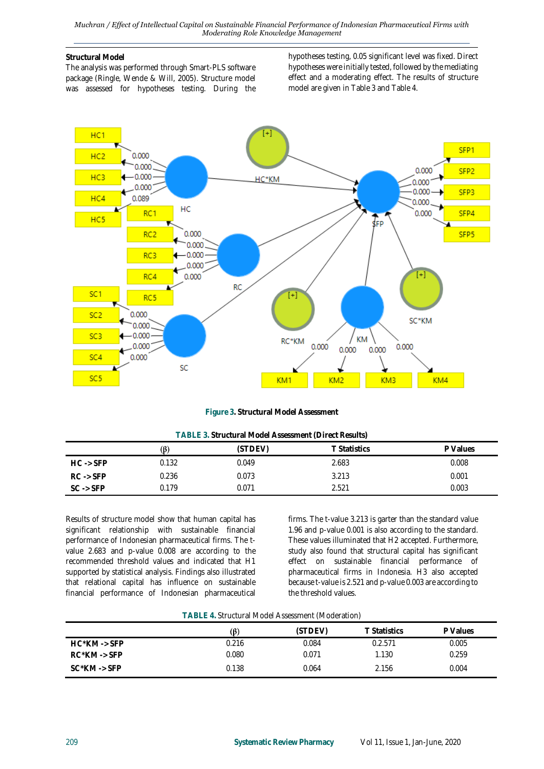### Structural Model

The analysis was performed through Smart-PLS software package (Ringle, Wende & Will, 2005). Structure model was assessed for hypotheses testing. During the hypotheses testing, 0.05 significant level was fixed. Direct hypotheses were initially tested, followed by the mediating effect and a moderating effect. The results of structure model are given in Table 3 and Table 4.

**Figure 3. Structural Model Assessment**

**TABLE 3. Structural Model Assessment (Direct Results)**

| | (β) | (STDEV) | T Statistics | P Values |
|---|---|---|---|---|
| **HC -> SFP** | 0.132 | 0.049 | 2.683 | 0.008 |
| **RC -> SFP** | 0.236 | 0.073 | 3.213 | 0.001 |
| **SC -> SFP** | 0.179 | 0.071 | 2.521 | 0.003 |

Results of structure model show that human capital has significant relationship with sustainable financial performance of Indonesian pharmaceutical firms. The t-value 2.683 and p-value 0.008 are according to the recommended threshold values and indicated that H1 supported by statistical analysis. Findings also illustrated that relational capital has influence on sustainable financial performance of Indonesian pharmaceutical firms. The t-value 3.213 is garter than the standard value 1.96 and p-value 0.001 is also according to the standard. These values illuminated that H2 accepted. Furthermore, study also found that structural capital has significant effect on sustainable financial performance of pharmaceutical firms in Indonesia. H3 also accepted because t-value is 2.521 and p-value 0.003 are according to the threshold values.

**TABLE 4.** Structural Model Assessment (Moderation)

| | (β) | (STDEV) | T Statistics | P Values |
|---|---|---|---|---|
| **HC*KM -> SFP** | 0.216 | 0.084 | 0.2.571 | 0.005 |
| **RC*KM -> SFP** | 0.080 | 0.071 | 1.130 | 0.259 |
| **SC*KM -> SFP** | 0.138 | 0.064 | 2.156 | 0.004 |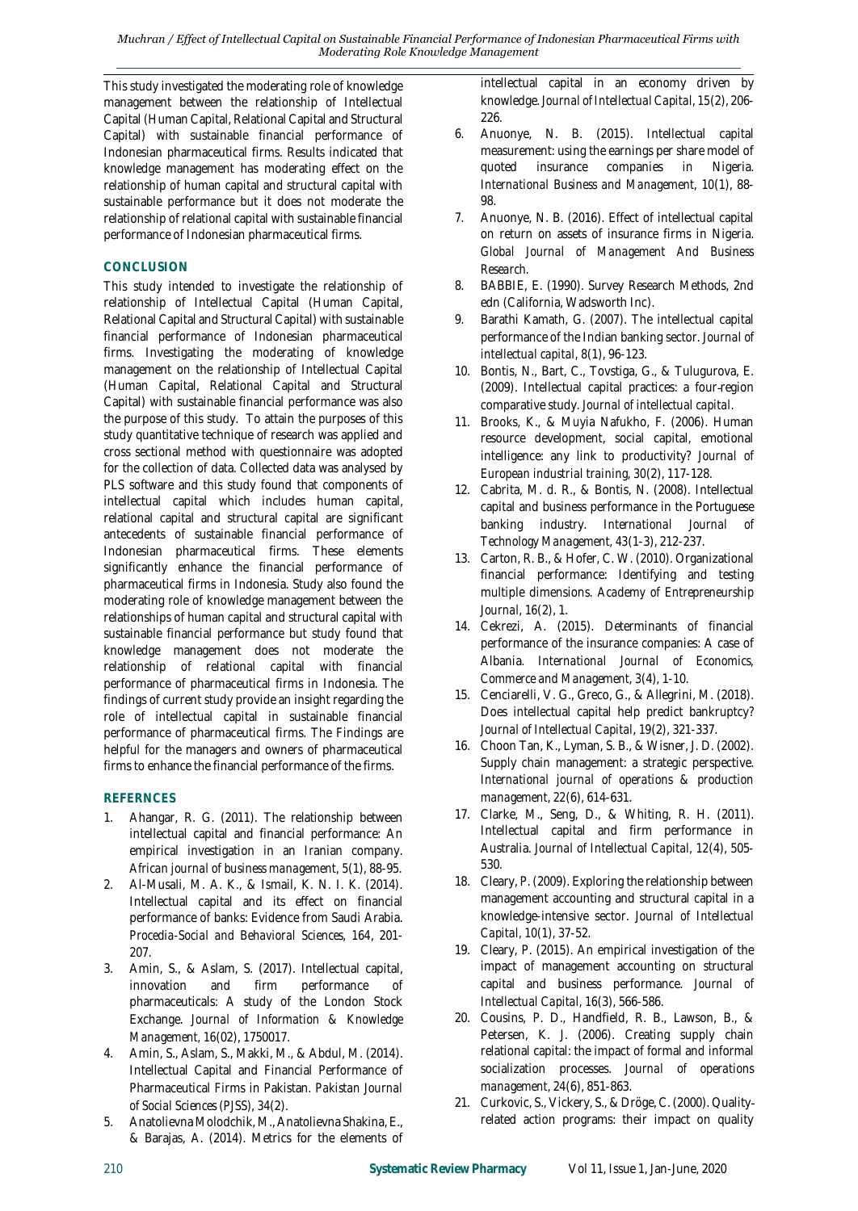This study investigated the moderating role of knowledge management between the relationship of Intellectual Capital (Human Capital, Relational Capital and Structural Capital) with sustainable financial performance of Indonesian pharmaceutical firms. Results indicated that knowledge management has moderating effect on the relationship of human capital and structural capital with sustainable performance but it does not moderate the relationship of relational capital with sustainable financial performance of Indonesian pharmaceutical firms.

## CONCLUSION

This study intended to investigate the relationship of relationship of Intellectual Capital (Human Capital, Relational Capital and Structural Capital) with sustainable financial performance of Indonesian pharmaceutical firms. Investigating the moderating of knowledge management on the relationship of Intellectual Capital (Human Capital, Relational Capital and Structural Capital) with sustainable financial performance was also the purpose of this study. To attain the purposes of this study quantitative technique of research was applied and cross sectional method with questionnaire was adopted for the collection of data. Collected data was analysed by PLS software and this study found that components of intellectual capital which includes human capital, relational capital and structural capital are significant antecedents of sustainable financial performance of Indonesian pharmaceutical firms. These elements significantly enhance the financial performance of pharmaceutical firms in Indonesia. Study also found the moderating role of knowledge management between the relationships of human capital and structural capital with sustainable financial performance but study found that knowledge management does not moderate the relationship of relational capital with financial performance of pharmaceutical firms in Indonesia. The findings of current study provide an insight regarding the role of intellectual capital in sustainable financial performance of pharmaceutical firms. The Findings are helpful for the managers and owners of pharmaceutical firms to enhance the financial performance of the firms.

## REFERNCES

1. Ahangar, R. G. (2011). The relationship between intellectual capital and financial performance: An empirical investigation in an Iranian company. *African journal of business management*, 5(1), 88-95.
2. Al-Musali, M. A. K., & Ismail, K. N. I. K. (2014). Intellectual capital and its effect on financial performance of banks: Evidence from Saudi Arabia. *Procedia-Social and Behavioral Sciences*, 164, 201-207.
3. Amin, S., & Aslam, S. (2017). Intellectual capital, innovation and firm performance of pharmaceuticals: A study of the London Stock Exchange. *Journal of Information & Knowledge Management*, 16(02), 1750017.
4. Amin, S., Aslam, S., Makki, M., & Abdul, M. (2014). Intellectual Capital and Financial Performance of Pharmaceutical Firms in Pakistan. *Pakistan Journal of Social Sciences (PJSS)*, 34(2).
5. Anatolievna Molodchik, M., Anatolievna Shakina, E., & Barajas, A. (2014). Metrics for the elements of intellectual capital in an economy driven by knowledge. *Journal of Intellectual Capital*, 15(2), 206-226.
6. Anuonye, N. B. (2015). Intellectual capital measurement: using the earnings per share model of quoted insurance companies in Nigeria. *International Business and Management*, 10(1), 88-98.
7. Anuonye, N. B. (2016). Effect of intellectual capital on return on assets of insurance firms in Nigeria. *Global Journal of Management And Business Research*.
8. BABBIE, E. (1990). Survey Research Methods, 2nd edn (California, Wadsworth Inc).
9. Barathi Kamath, G. (2007). The intellectual capital performance of the Indian banking sector. *Journal of intellectual capital*, 8(1), 96-123.
10. Bontis, N., Bart, C., Tovstiga, G., & Tulugurova, E. (2009). Intellectual capital practices: a four-region comparative study. *Journal of intellectual capital*.
11. Brooks, K., & Muyia Nafukho, F. (2006). Human resource development, social capital, emotional intelligence: any link to productivity? *Journal of European industrial training*, 30(2), 117-128.
12. Cabrita, M. d. R., & Bontis, N. (2008). Intellectual capital and business performance in the Portuguese banking industry. *International Journal of Technology Management*, 43(1-3), 212-237.
13. Carton, R. B., & Hofer, C. W. (2010). Organizational financial performance: Identifying and testing multiple dimensions. *Academy of Entrepreneurship Journal*, 16(2), 1.
14. Cekrezi, A. (2015). Determinants of financial performance of the insurance companies: A case of Albania. *International Journal of Economics, Commerce and Management*, 3(4), 1-10.
15. Cenciarelli, V. G., Greco, G., & Allegrini, M. (2018). Does intellectual capital help predict bankruptcy? *Journal of Intellectual Capital*, 19(2), 321-337.
16. Choon Tan, K., Lyman, S. B., & Wisner, J. D. (2002). Supply chain management: a strategic perspective. *International journal of operations & production management*, 22(6), 614-631.
17. Clarke, M., Seng, D., & Whiting, R. H. (2011). Intellectual capital and firm performance in Australia. *Journal of Intellectual Capital*, 12(4), 505-530.
18. Cleary, P. (2009). Exploring the relationship between management accounting and structural capital in a knowledge-intensive sector. *Journal of Intellectual Capital*, 10(1), 37-52.
19. Cleary, P. (2015). An empirical investigation of the impact of management accounting on structural capital and business performance. *Journal of Intellectual Capital*, 16(3), 566-586.
20. Cousins, P. D., Handfield, R. B., Lawson, B., & Petersen, K. J. (2006). Creating supply chain relational capital: the impact of formal and informal socialization processes. *Journal of operations management*, 24(6), 851-863.
21. Curkovic, S., Vickery, S., & Dröge, C. (2000). Quality-related action programs: their impact on quality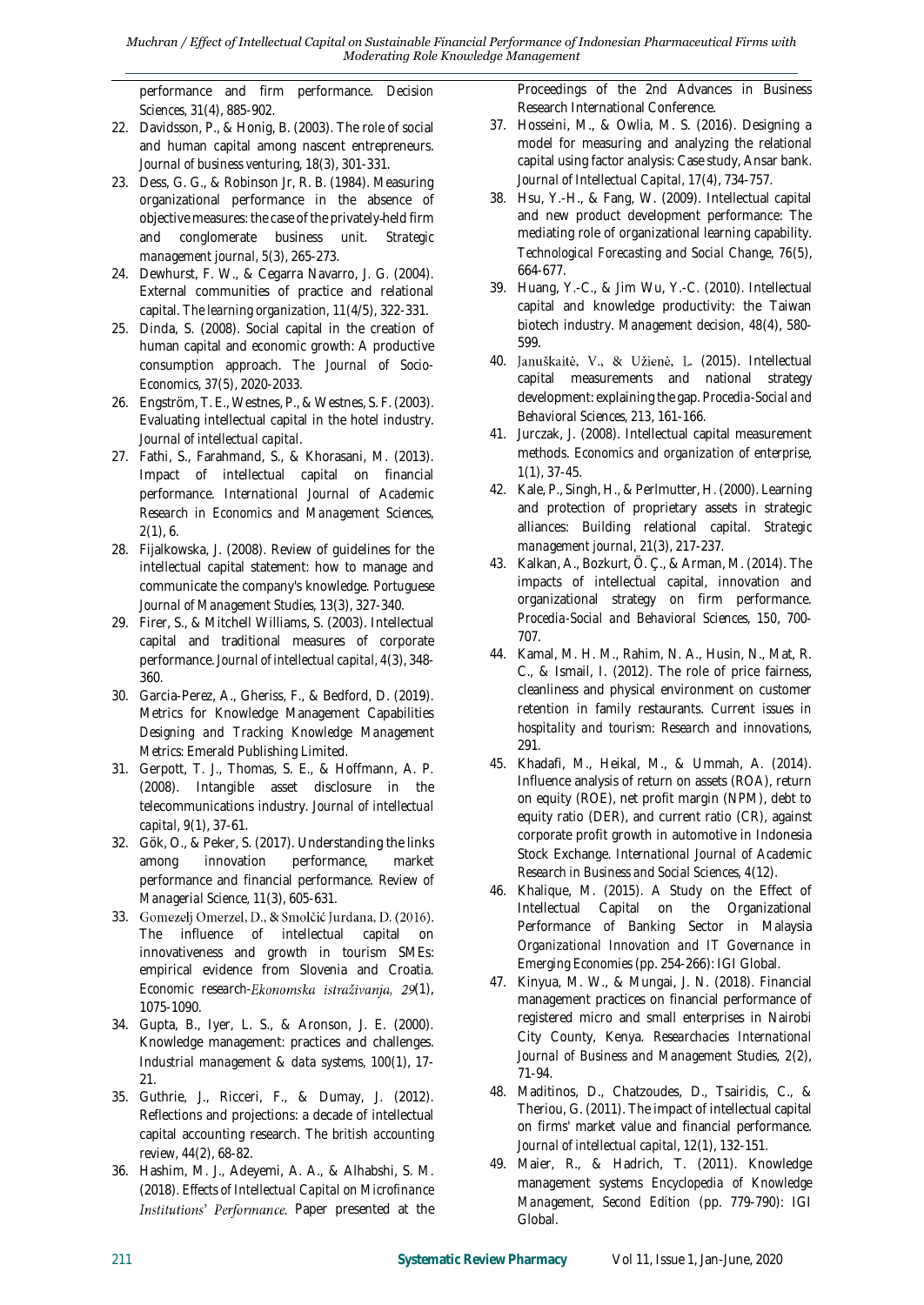performance and firm performance. *Decision Sciences, 31*(4), 885-902.

22. Davidsson, P., & Honig, B. (2003). The role of social and human capital among nascent entrepreneurs. *Journal of business venturing, 18*(3), 301-331.
23. Dess, G. G., & Robinson Jr, R. B. (1984). Measuring organizational performance in the absence of objective measures: the case of the privately-held firm and conglomerate business unit. *Strategic management journal, 5*(3), 265-273.
24. Dewhurst, F. W., & Cegarra Navarro, J. G. (2004). External communities of practice and relational capital. *The learning organization, 11*(4/5), 322-331.
25. Dinda, S. (2008). Social capital in the creation of human capital and economic growth: A productive consumption approach. *The Journal of Socio-Economics, 37*(5), 2020-2033.
26. Engström, T. E., Westnes, P., & Westnes, S. F. (2003). Evaluating intellectual capital in the hotel industry. *Journal of intellectual capital*.
27. Fathi, S., Farahmand, S., & Khorasani, M. (2013). Impact of intellectual capital on financial performance. *International Journal of Academic Research in Economics and Management Sciences, 2*(1), 6.
28. Fijalkowska, J. (2008). Review of guidelines for the intellectual capital statement: how to manage and communicate the company's knowledge. *Portuguese Journal of Management Studies, 13*(3), 327-340.
29. Firer, S., & Mitchell Williams, S. (2003). Intellectual capital and traditional measures of corporate performance. *Journal of intellectual capital, 4*(3), 348-360.
30. Garcia-Perez, A., Gheriss, F., & Bedford, D. (2019). Metrics for Knowledge Management Capabilities *Designing and Tracking Knowledge Management Metrics*: Emerald Publishing Limited.
31. Gerpott, T. J., Thomas, S. E., & Hoffmann, A. P. (2008). Intangible asset disclosure in the telecommunications industry. *Journal of intellectual capital, 9*(1), 37-61.
32. Gök, O., & Peker, S. (2017). Understanding the links among innovation performance, market performance and financial performance. *Review of Managerial Science, 11*(3), 605-631.
33. Gomezelj Omerzel, D., & Smolčić Jurdana, D. (2016). The influence of intellectual capital on innovativeness and growth in tourism SMEs: empirical evidence from Slovenia and Croatia. *Economic research-Ekonomska istraživanja, 29*(1), 1075-1090.
34. Gupta, B., Iyer, L. S., & Aronson, J. E. (2000). Knowledge management: practices and challenges. *Industrial management & data systems, 100*(1), 17-21.
35. Guthrie, J., Ricceri, F., & Dumay, J. (2012). Reflections and projections: a decade of intellectual capital accounting research. *The british accounting review, 44*(2), 68-82.
36. Hashim, M. J., Adeyemi, A. A., & Alhabshi, S. M. (2018). *Effects of Intellectual Capital on Microfinance Institutions' Performance*. Paper presented at the Proceedings of the 2nd Advances in Business Research International Conference.
37. Hosseini, M., & Owlia, M. S. (2016). Designing a model for measuring and analyzing the relational capital using factor analysis: Case study, Ansar bank. *Journal of Intellectual Capital, 17*(4), 734-757.
38. Hsu, Y.-H., & Fang, W. (2009). Intellectual capital and new product development performance: The mediating role of organizational learning capability. *Technological Forecasting and Social Change, 76*(5), 664-677.
39. Huang, Y.-C., & Jim Wu, Y.-C. (2010). Intellectual capital and knowledge productivity: the Taiwan biotech industry. *Management decision, 48*(4), 580-599.
40. Januškaitė, V., & Užienė, L. (2015). Intellectual capital measurements and national strategy development: explaining the gap. *Procedia-Social and Behavioral Sciences, 213*, 161-166.
41. Jurczak, J. (2008). Intellectual capital measurement methods. *Economics and organization of enterprise, 1*(1), 37-45.
42. Kale, P., Singh, H., & Perlmutter, H. (2000). Learning and protection of proprietary assets in strategic alliances: Building relational capital. *Strategic management journal, 21*(3), 217-237.
43. Kalkan, A., Bozkurt, Ö. Ç., & Arman, M. (2014). The impacts of intellectual capital, innovation and organizational strategy on firm performance. *Procedia-Social and Behavioral Sciences, 150*, 700-707.
44. Kamal, M. H. M., Rahim, N. A., Husin, N., Mat, R. C., & Ismail, I. (2012). The role of price fairness, cleanliness and physical environment on customer retention in family restaurants. *Current issues in hospitality and tourism: Research and innovations*, 291.
45. Khadafi, M., Heikal, M., & Ummah, A. (2014). Influence analysis of return on assets (ROA), return on equity (ROE), net profit margin (NPM), debt to equity ratio (DER), and current ratio (CR), against corporate profit growth in automotive in Indonesia Stock Exchange. *International Journal of Academic Research in Business and Social Sciences, 4*(12).
46. Khalique, M. (2015). A Study on the Effect of Intellectual Capital on the Organizational Performance of Banking Sector in Malaysia *Organizational Innovation and IT Governance in Emerging Economies* (pp. 254-266): IGI Global.
47. Kinyua, M. W., & Mungai, J. N. (2018). Financial management practices on financial performance of registered micro and small enterprises in Nairobi City County, Kenya. *Researchacies International Journal of Business and Management Studies, 2*(2), 71-94.
48. Maditinos, D., Chatzoudes, D., Tsairidis, C., & Theriou, G. (2011). The impact of intellectual capital on firms' market value and financial performance. *Journal of intellectual capital, 12*(1), 132-151.
49. Maier, R., & Hadrich, T. (2011). Knowledge management systems *Encyclopedia of Knowledge Management, Second Edition* (pp. 779-790): IGI Global.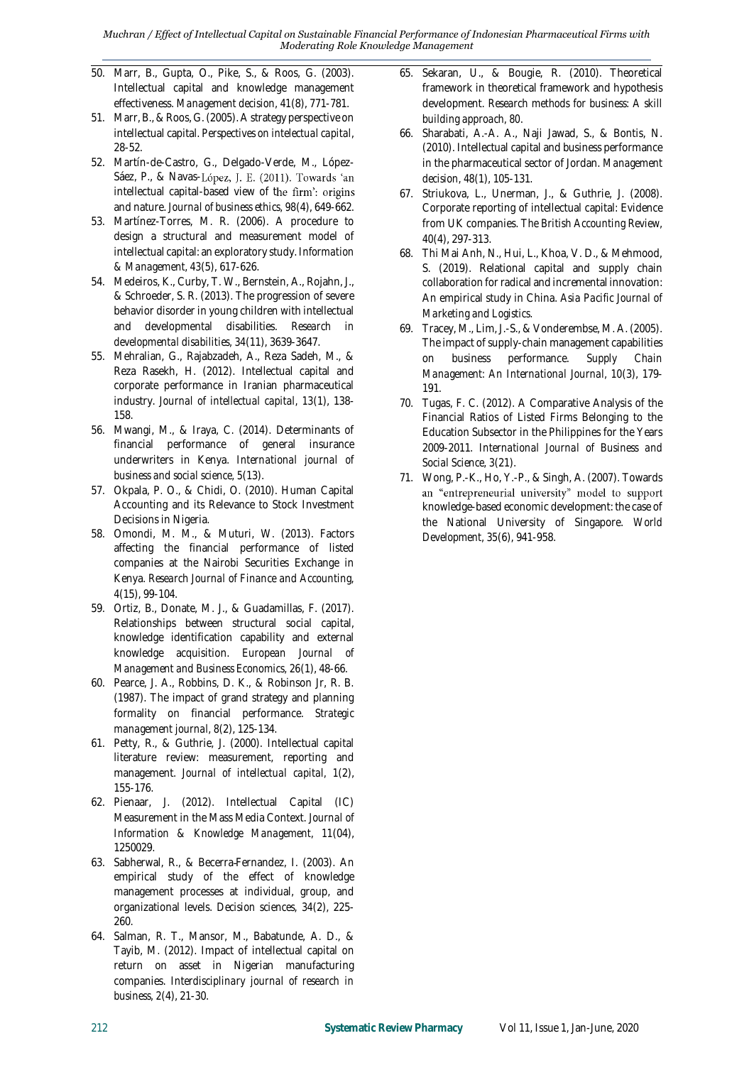50. Marr, B., Gupta, O., Pike, S., & Roos, G. (2003). Intellectual capital and knowledge management effectiveness. *Management decision*, 41(8), 771-781.
51. Marr, B., & Roos, G. (2005). A strategy perspective on intellectual capital. *Perspectives on intelectual capital*, 28-52.
52. Martín-de-Castro, G., Delgado-Verde, M., López-Sáez, P., & Navas-López, J. E. (2011). Towards 'an intellectual capital-based view of the firm': origins and nature. *Journal of business ethics*, 98(4), 649-662.
53. Martínez-Torres, M. R. (2006). A procedure to design a structural and measurement model of intellectual capital: an exploratory study. *Information & Management*, 43(5), 617-626.
54. Medeiros, K., Curby, T. W., Bernstein, A., Rojahn, J., & Schroeder, S. R. (2013). The progression of severe behavior disorder in young children with intellectual and developmental disabilities. *Research in developmental disabilities*, 34(11), 3639-3647.
55. Mehralian, G., Rajabzadeh, A., Reza Sadeh, M., & Reza Rasekh, H. (2012). Intellectual capital and corporate performance in Iranian pharmaceutical industry. *Journal of intellectual capital*, 13(1), 138-158.
56. Mwangi, M., & Iraya, C. (2014). Determinants of financial performance of general insurance underwriters in Kenya. *International journal of business and social science*, 5(13).
57. Okpala, P. O., & Chidi, O. (2010). Human Capital Accounting and its Relevance to Stock Investment Decisions in Nigeria.
58. Omondi, M. M., & Muturi, W. (2013). Factors affecting the financial performance of listed companies at the Nairobi Securities Exchange in Kenya. *Research Journal of Finance and Accounting*, 4(15), 99-104.
59. Ortiz, B., Donate, M. J., & Guadamillas, F. (2017). Relationships between structural social capital, knowledge identification capability and external knowledge acquisition. *European Journal of Management and Business Economics*, 26(1), 48-66.
60. Pearce, J. A., Robbins, D. K., & Robinson Jr, R. B. (1987). The impact of grand strategy and planning formality on financial performance. *Strategic management journal*, 8(2), 125-134.
61. Petty, R., & Guthrie, J. (2000). Intellectual capital literature review: measurement, reporting and management. *Journal of intellectual capital*, 1(2), 155-176.
62. Pienaar, J. (2012). Intellectual Capital (IC) Measurement in the Mass Media Context. *Journal of Information & Knowledge Management*, 11(04), 1250029.
63. Sabherwal, R., & Becerra‐Fernandez, I. (2003). An empirical study of the effect of knowledge management processes at individual, group, and organizational levels. *Decision sciences*, 34(2), 225-260.
64. Salman, R. T., Mansor, M., Babatunde, A. D., & Tayib, M. (2012). Impact of intellectual capital on return on asset in Nigerian manufacturing companies. *Interdisciplinary journal of research in business*, 2(4), 21-30.
65. Sekaran, U., & Bougie, R. (2010). Theoretical framework in theoretical framework and hypothesis development. *Research methods for business: A skill building approach*, 80.
66. Sharabati, A.-A. A., Naji Jawad, S., & Bontis, N. (2010). Intellectual capital and business performance in the pharmaceutical sector of Jordan. *Management decision*, 48(1), 105-131.
67. Striukova, L., Unerman, J., & Guthrie, J. (2008). Corporate reporting of intellectual capital: Evidence from UK companies. *The British Accounting Review*, 40(4), 297-313.
68. Thi Mai Anh, N., Hui, L., Khoa, V. D., & Mehmood, S. (2019). Relational capital and supply chain collaboration for radical and incremental innovation: An empirical study in China. *Asia Pacific Journal of Marketing and Logistics*.
69. Tracey, M., Lim, J.-S., & Vonderembse, M. A. (2005). The impact of supply-chain management capabilities on business performance. *Supply Chain Management: An International Journal*, 10(3), 179-191.
70. Tugas, F. C. (2012). A Comparative Analysis of the Financial Ratios of Listed Firms Belonging to the Education Subsector in the Philippines for the Years 2009-2011. *International Journal of Business and Social Science*, 3(21).
71. Wong, P.-K., Ho, Y.-P., & Singh, A. (2007). Towards an "entrepreneurial university" model to support knowledge-based economic development: the case of the National University of Singapore. *World Development*, 35(6), 941-958.